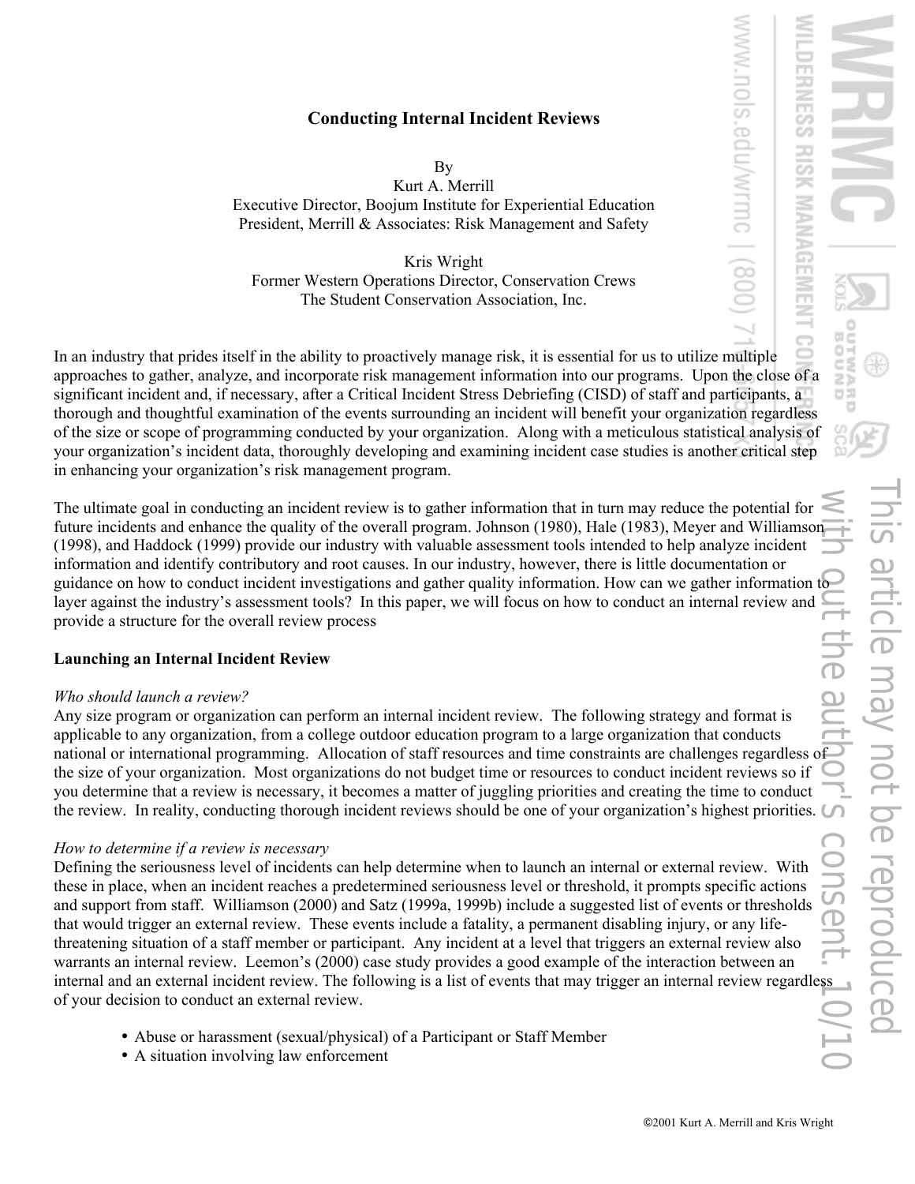# Conducting Internal Incident Reviews

By
Kurt A. Merrill
Executive Director, Boojum Institute for Experiential Education
President, Merrill & Associates: Risk Management and Safety

Kris Wright
Former Western Operations Director, Conservation Crews
The Student Conservation Association, Inc.

In an industry that prides itself in the ability to proactively manage risk, it is essential for us to utilize multiple approaches to gather, analyze, and incorporate risk management information into our programs. Upon the close of a significant incident and, if necessary, after a Critical Incident Stress Debriefing (CISD) of staff and participants, a thorough and thoughtful examination of the events surrounding an incident will benefit your organization regardless of the size or scope of programming conducted by your organization. Along with a meticulous statistical analysis of your organization's incident data, thoroughly developing and examining incident case studies is another critical step in enhancing your organization's risk management program.

The ultimate goal in conducting an incident review is to gather information that in turn may reduce the potential for future incidents and enhance the quality of the overall program. Johnson (1980), Hale (1983), Meyer and Williamson (1998), and Haddock (1999) provide our industry with valuable assessment tools intended to help analyze incident information and identify contributory and root causes. In our industry, however, there is little documentation or guidance on how to conduct incident investigations and gather quality information. How can we gather information to layer against the industry's assessment tools? In this paper, we will focus on how to conduct an internal review and provide a structure for the overall review process

## Launching an Internal Incident Review

*Who should launch a review?*
Any size program or organization can perform an internal incident review. The following strategy and format is applicable to any organization, from a college outdoor education program to a large organization that conducts national or international programming. Allocation of staff resources and time constraints are challenges regardless of the size of your organization. Most organizations do not budget time or resources to conduct incident reviews so if you determine that a review is necessary, it becomes a matter of juggling priorities and creating the time to conduct the review. In reality, conducting thorough incident reviews should be one of your organization's highest priorities.

*How to determine if a review is necessary*
Defining the seriousness level of incidents can help determine when to launch an internal or external review. With these in place, when an incident reaches a predetermined seriousness level or threshold, it prompts specific actions and support from staff. Williamson (2000) and Satz (1999a, 1999b) include a suggested list of events or thresholds that would trigger an external review. These events include a fatality, a permanent disabling injury, or any life-threatening situation of a staff member or participant. Any incident at a level that triggers an external review also warrants an internal review. Leemon's (2000) case study provides a good example of the interaction between an internal and an external incident review. The following is a list of events that may trigger an internal review regardless of your decision to conduct an external review.

- Abuse or harassment (sexual/physical) of a Participant or Staff Member
- A situation involving law enforcement

©2001 Kurt A. Merrill and Kris Wright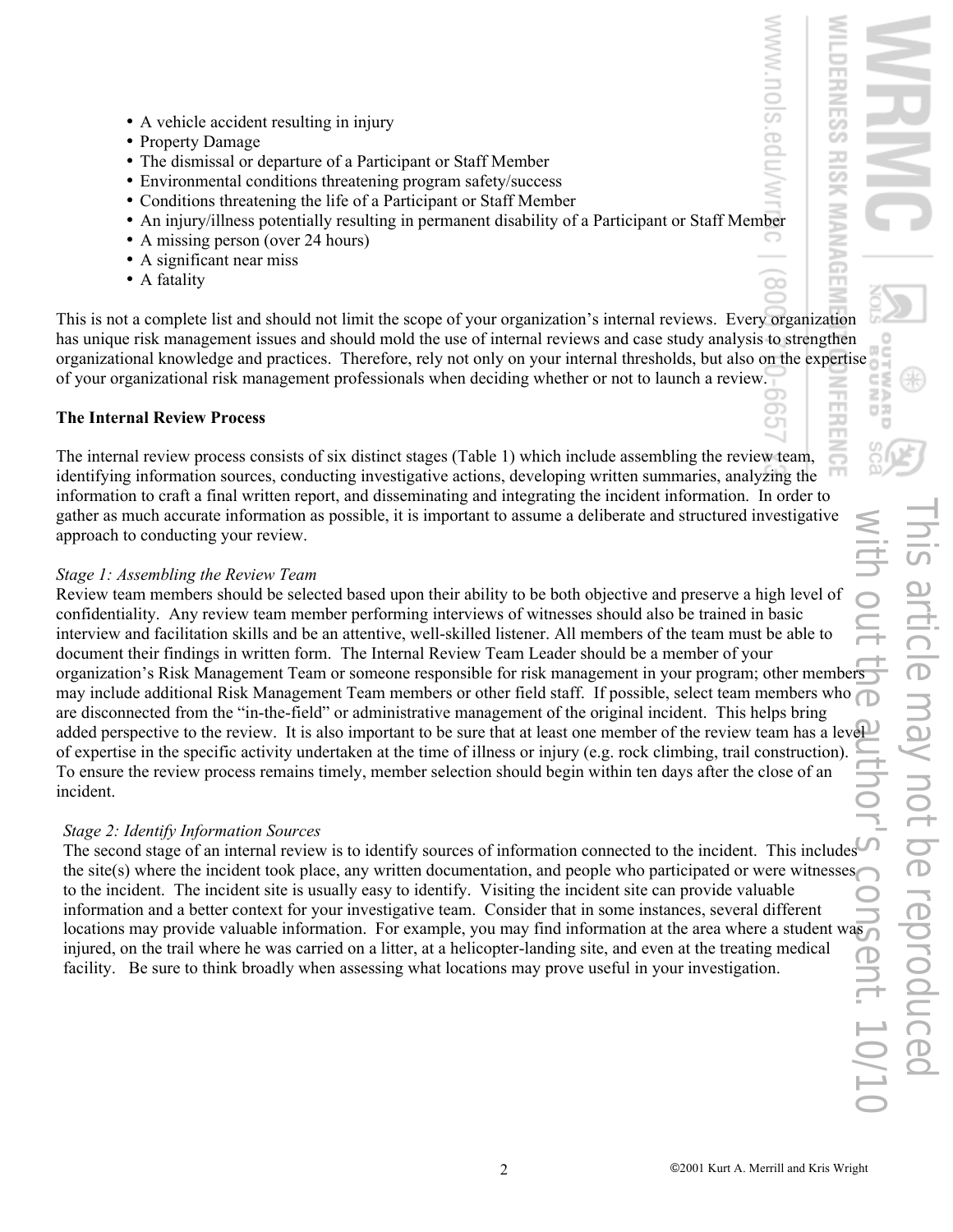- A vehicle accident resulting in injury
- Property Damage
- The dismissal or departure of a Participant or Staff Member
- Environmental conditions threatening program safety/success
- Conditions threatening the life of a Participant or Staff Member
- An injury/illness potentially resulting in permanent disability of a Participant or Staff Member
- A missing person (over 24 hours)
- A significant near miss
- A fatality

This is not a complete list and should not limit the scope of your organization's internal reviews. Every organization has unique risk management issues and should mold the use of internal reviews and case study analysis to strengthen organizational knowledge and practices. Therefore, rely not only on your internal thresholds, but also on the expertise of your organizational risk management professionals when deciding whether or not to launch a review.

**The Internal Review Process**

The internal review process consists of six distinct stages (Table 1) which include assembling the review team, identifying information sources, conducting investigative actions, developing written summaries, analyzing the information to craft a final written report, and disseminating and integrating the incident information. In order to gather as much accurate information as possible, it is important to assume a deliberate and structured investigative approach to conducting your review.

*Stage 1: Assembling the Review Team*

Review team members should be selected based upon their ability to be both objective and preserve a high level of confidentiality. Any review team member performing interviews of witnesses should also be trained in basic interview and facilitation skills and be an attentive, well-skilled listener. All members of the team must be able to document their findings in written form. The Internal Review Team Leader should be a member of your organization's Risk Management Team or someone responsible for risk management in your program; other members may include additional Risk Management Team members or other field staff. If possible, select team members who are disconnected from the "in-the-field" or administrative management of the original incident. This helps bring added perspective to the review. It is also important to be sure that at least one member of the review team has a level of expertise in the specific activity undertaken at the time of illness or injury (e.g. rock climbing, trail construction). To ensure the review process remains timely, member selection should begin within ten days after the close of an incident.

*Stage 2: Identify Information Sources*

The second stage of an internal review is to identify sources of information connected to the incident. This includes the site(s) where the incident took place, any written documentation, and people who participated or were witnesses to the incident. The incident site is usually easy to identify. Visiting the incident site can provide valuable information and a better context for your investigative team. Consider that in some instances, several different locations may provide valuable information. For example, you may find information at the area where a student was injured, on the trail where he was carried on a litter, at a helicopter-landing site, and even at the treating medical facility. Be sure to think broadly when assessing what locations may prove useful in your investigation.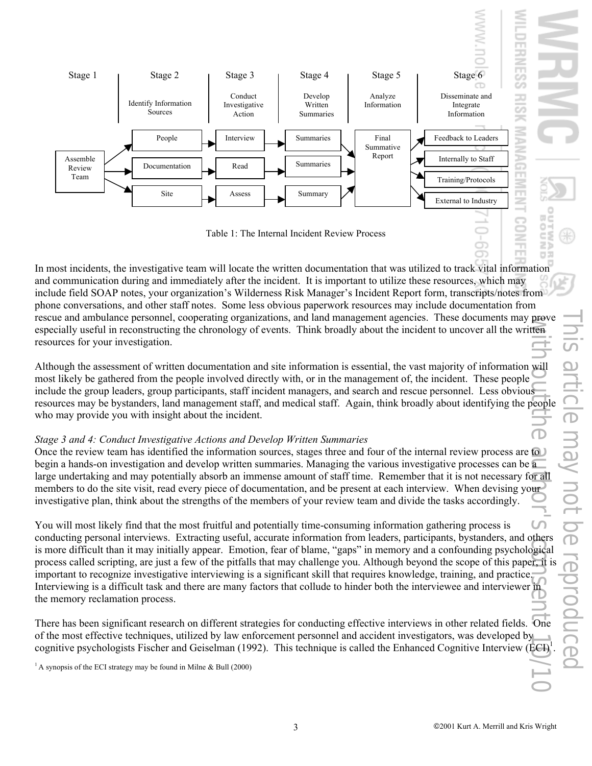| Stage 1 | Stage 2 | Stage 3 | Stage 4 | Stage 5 | Stage 6 |
|---|---|---|---|---|---|
| | Identify Information Sources | Conduct Investigative Action | Develop Written Summaries | Analyze Information | Disseminate and Integrate Information |
| Assemble Review Team | People | Interview | Summaries | Final Summative Report | Feedback to Leaders |
| | Documentation | Read | Summaries | | Internally to Staff |
| | Site | Assess | Summary | | Training/Protocols |
| | | | | | External to Industry |

Table 1: The Internal Incident Review Process

In most incidents, the investigative team will locate the written documentation that was utilized to track vital information and communication during and immediately after the incident. It is important to utilize these resources, which may include field SOAP notes, your organization's Wilderness Risk Manager's Incident Report form, transcripts/notes from phone conversations, and other staff notes. Some less obvious paperwork resources may include documentation from rescue and ambulance personnel, cooperating organizations, and land management agencies. These documents may prove especially useful in reconstructing the chronology of events. Think broadly about the incident to uncover all the written resources for your investigation.

Although the assessment of written documentation and site information is essential, the vast majority of information will most likely be gathered from the people involved directly with, or in the management of, the incident. These people include the group leaders, group participants, staff incident managers, and search and rescue personnel. Less obvious resources may be bystanders, land management staff, and medical staff. Again, think broadly about identifying the people who may provide you with insight about the incident.

*Stage 3 and 4: Conduct Investigative Actions and Develop Written Summaries*

Once the review team has identified the information sources, stages three and four of the internal review process are to begin a hands-on investigation and develop written summaries. Managing the various investigative processes can be a large undertaking and may potentially absorb an immense amount of staff time. Remember that it is not necessary for all members to do the site visit, read every piece of documentation, and be present at each interview. When devising your investigative plan, think about the strengths of the members of your review team and divide the tasks accordingly.

You will most likely find that the most fruitful and potentially time-consuming information gathering process is conducting personal interviews. Extracting useful, accurate information from leaders, participants, bystanders, and others is more difficult than it may initially appear. Emotion, fear of blame, "gaps" in memory and a confounding psychological process called scripting, are just a few of the pitfalls that may challenge you. Although beyond the scope of this paper, it is important to recognize investigative interviewing is a significant skill that requires knowledge, training, and practice. Interviewing is a difficult task and there are many factors that collude to hinder both the interviewee and interviewer in the memory reclamation process.

There has been significant research on different strategies for conducting effective interviews in other related fields. One of the most effective techniques, utilized by law enforcement personnel and accident investigators, was developed by cognitive psychologists Fischer and Geiselman (1992). This technique is called the Enhanced Cognitive Interview (ECI)[1].

[1] A synopsis of the ECI strategy may be found in Milne & Bull (2000)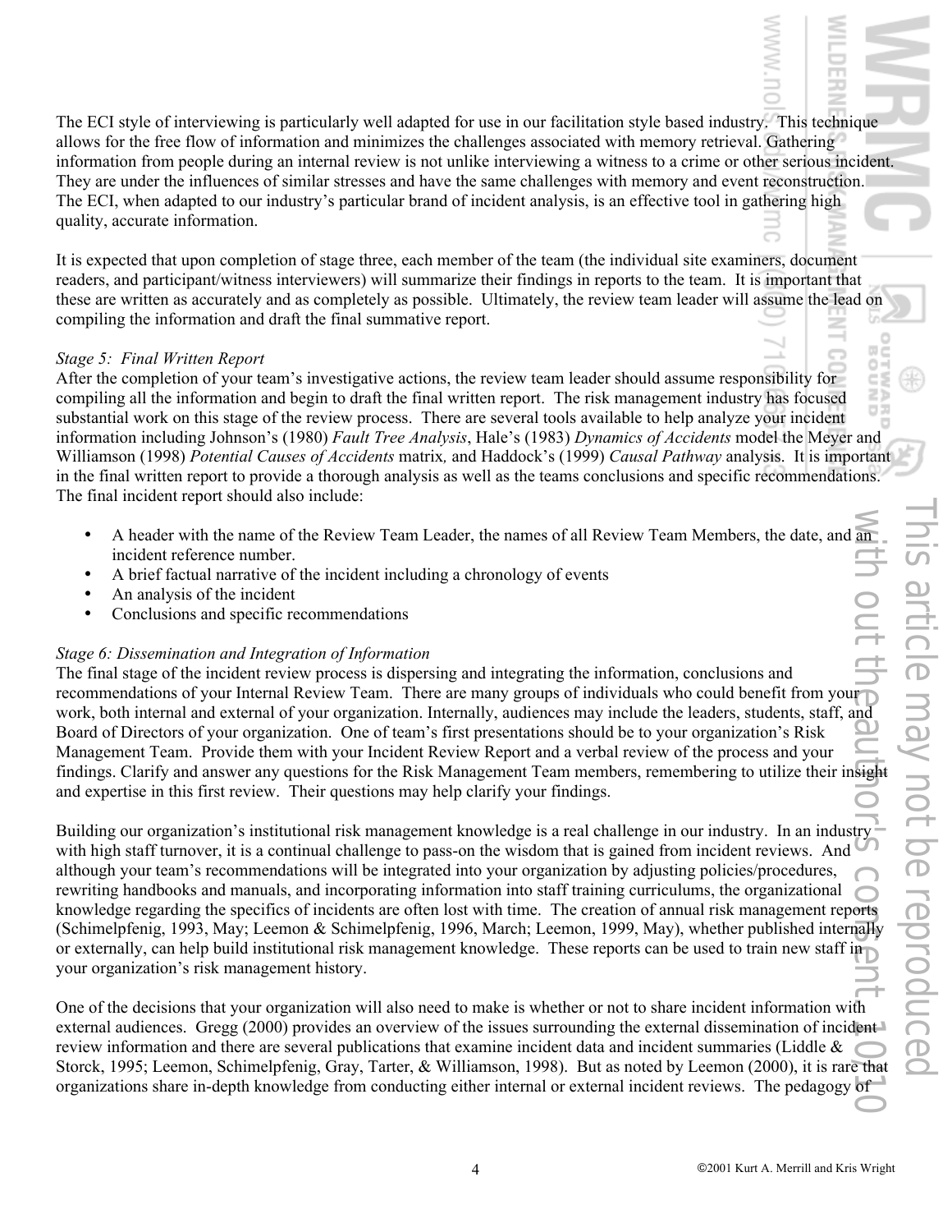The ECI style of interviewing is particularly well adapted for use in our facilitation style based industry. This technique allows for the free flow of information and minimizes the challenges associated with memory retrieval. Gathering information from people during an internal review is not unlike interviewing a witness to a crime or other serious incident. They are under the influences of similar stresses and have the same challenges with memory and event reconstruction. The ECI, when adapted to our industry's particular brand of incident analysis, is an effective tool in gathering high quality, accurate information.

It is expected that upon completion of stage three, each member of the team (the individual site examiners, document readers, and participant/witness interviewers) will summarize their findings in reports to the team. It is important that these are written as accurately and as completely as possible. Ultimately, the review team leader will assume the lead on compiling the information and draft the final summative report.

*Stage 5: Final Written Report*

After the completion of your team's investigative actions, the review team leader should assume responsibility for compiling all the information and begin to draft the final written report. The risk management industry has focused substantial work on this stage of the review process. There are several tools available to help analyze your incident information including Johnson's (1980) *Fault Tree Analysis*, Hale's (1983) *Dynamics of Accidents* model the Meyer and Williamson (1998) *Potential Causes of Accidents* matrix, and Haddock's (1999) *Causal Pathway* analysis. It is important in the final written report to provide a thorough analysis as well as the teams conclusions and specific recommendations. The final incident report should also include:

- A header with the name of the Review Team Leader, the names of all Review Team Members, the date, and an incident reference number.
- A brief factual narrative of the incident including a chronology of events
- An analysis of the incident
- Conclusions and specific recommendations

*Stage 6: Dissemination and Integration of Information*

The final stage of the incident review process is dispersing and integrating the information, conclusions and recommendations of your Internal Review Team. There are many groups of individuals who could benefit from your work, both internal and external of your organization. Internally, audiences may include the leaders, students, staff, and Board of Directors of your organization. One of team's first presentations should be to your organization's Risk Management Team. Provide them with your Incident Review Report and a verbal review of the process and your findings. Clarify and answer any questions for the Risk Management Team members, remembering to utilize their insight and expertise in this first review. Their questions may help clarify your findings.

Building our organization's institutional risk management knowledge is a real challenge in our industry. In an industry with high staff turnover, it is a continual challenge to pass-on the wisdom that is gained from incident reviews. And although your team's recommendations will be integrated into your organization by adjusting policies/procedures, rewriting handbooks and manuals, and incorporating information into staff training curriculums, the organizational knowledge regarding the specifics of incidents are often lost with time. The creation of annual risk management reports (Schimelpfenig, 1993, May; Leemon & Schimelpfenig, 1996, March; Leemon, 1999, May), whether published internally or externally, can help build institutional risk management knowledge. These reports can be used to train new staff in your organization's risk management history.

One of the decisions that your organization will also need to make is whether or not to share incident information with external audiences. Gregg (2000) provides an overview of the issues surrounding the external dissemination of incident review information and there are several publications that examine incident data and incident summaries (Liddle & Storck, 1995; Leemon, Schimelpfenig, Gray, Tarter, & Williamson, 1998). But as noted by Leemon (2000), it is rare that organizations share in-depth knowledge from conducting either internal or external incident reviews. The pedagogy of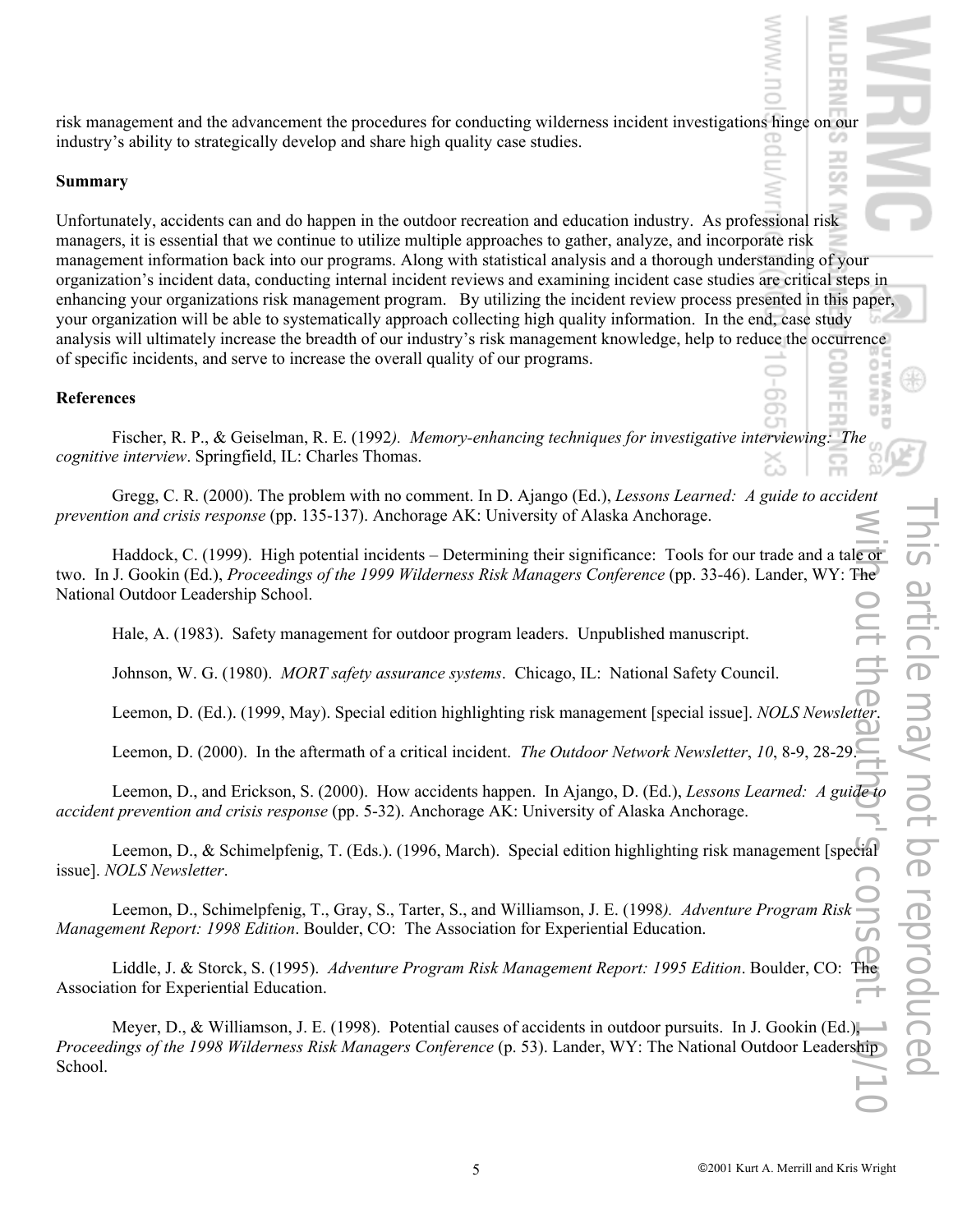risk management and the advancement the procedures for conducting wilderness incident investigations hinge on our industry's ability to strategically develop and share high quality case studies.

**Summary**

Unfortunately, accidents can and do happen in the outdoor recreation and education industry. As professional risk managers, it is essential that we continue to utilize multiple approaches to gather, analyze, and incorporate risk management information back into our programs. Along with statistical analysis and a thorough understanding of your organization's incident data, conducting internal incident reviews and examining incident case studies are critical steps in enhancing your organizations risk management program. By utilizing the incident review process presented in this paper, your organization will be able to systematically approach collecting high quality information. In the end, case study analysis will ultimately increase the breadth of our industry's risk management knowledge, help to reduce the occurrence of specific incidents, and serve to increase the overall quality of our programs.

**References**

Fischer, R. P., & Geiselman, R. E. (1992). *Memory-enhancing techniques for investigative interviewing: The cognitive interview*. Springfield, IL: Charles Thomas.

Gregg, C. R. (2000). The problem with no comment. In D. Ajango (Ed.), *Lessons Learned: A guide to accident prevention and crisis response* (pp. 135-137). Anchorage AK: University of Alaska Anchorage.

Haddock, C. (1999). High potential incidents – Determining their significance: Tools for our trade and a tale or two. In J. Gookin (Ed.), *Proceedings of the 1999 Wilderness Risk Managers Conference* (pp. 33-46). Lander, WY: The National Outdoor Leadership School.

Hale, A. (1983). Safety management for outdoor program leaders. Unpublished manuscript.

Johnson, W. G. (1980). *MORT safety assurance systems*. Chicago, IL: National Safety Council.

Leemon, D. (Ed.). (1999, May). Special edition highlighting risk management [special issue]. *NOLS Newsletter*.

Leemon, D. (2000). In the aftermath of a critical incident. *The Outdoor Network Newsletter*, *10*, 8-9, 28-29.

Leemon, D., and Erickson, S. (2000). How accidents happen. In Ajango, D. (Ed.), *Lessons Learned: A guide to accident prevention and crisis response* (pp. 5-32). Anchorage AK: University of Alaska Anchorage.

Leemon, D., & Schimelpfenig, T. (Eds.). (1996, March). Special edition highlighting risk management [special issue]. *NOLS Newsletter*.

Leemon, D., Schimelpfenig, T., Gray, S., Tarter, S., and Williamson, J. E. (1998). *Adventure Program Risk Management Report: 1998 Edition*. Boulder, CO: The Association for Experiential Education.

Liddle, J. & Storck, S. (1995). *Adventure Program Risk Management Report: 1995 Edition*. Boulder, CO: The Association for Experiential Education.

Meyer, D., & Williamson, J. E. (1998). Potential causes of accidents in outdoor pursuits. In J. Gookin (Ed.), *Proceedings of the 1998 Wilderness Risk Managers Conference* (p. 53). Lander, WY: The National Outdoor Leadership School.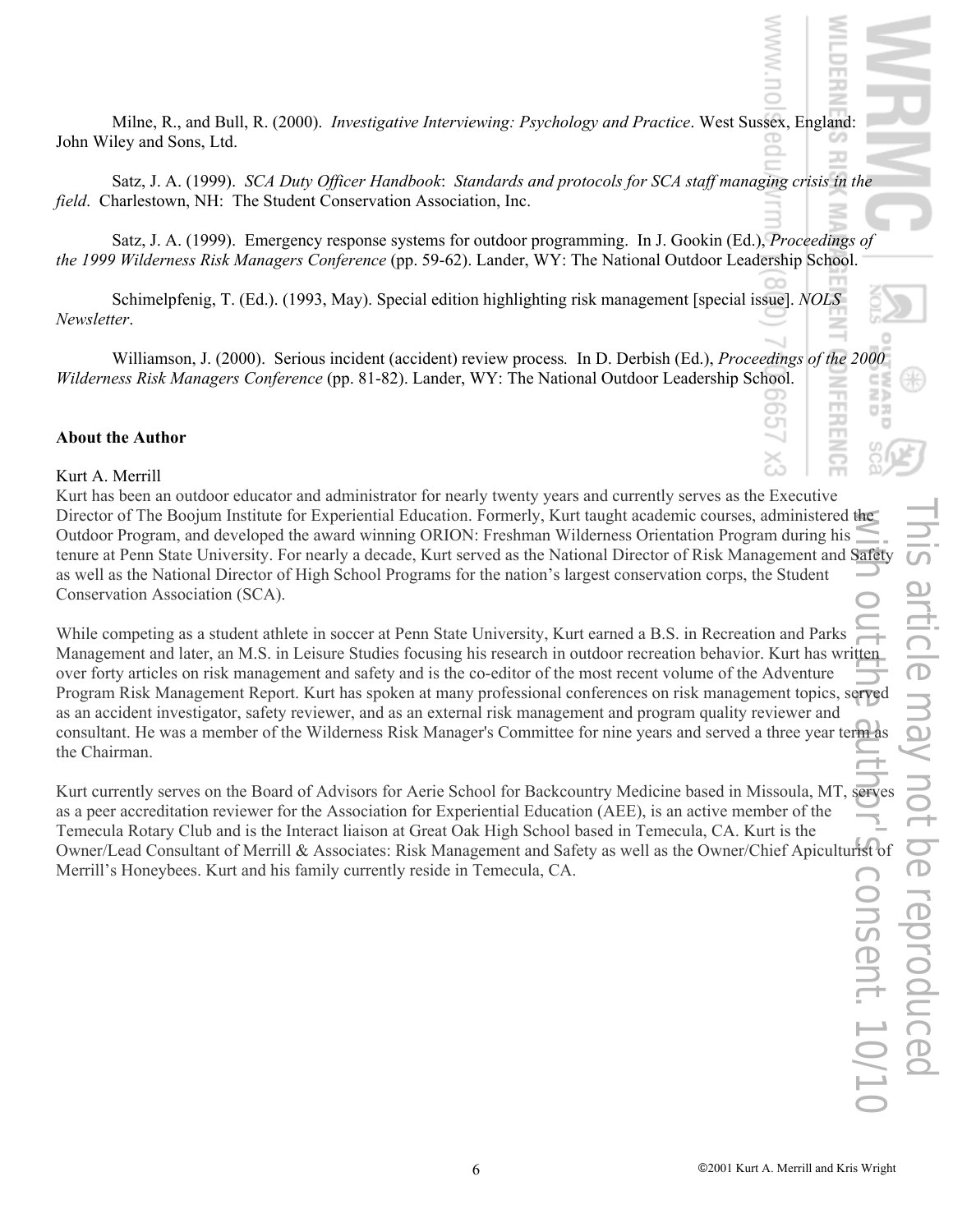Milne, R., and Bull, R. (2000). *Investigative Interviewing: Psychology and Practice*. West Sussex, England: John Wiley and Sons, Ltd.

Satz, J. A. (1999). *SCA Duty Officer Handbook*: *Standards and protocols for SCA staff managing crisis in the field*. Charlestown, NH: The Student Conservation Association, Inc.

Satz, J. A. (1999). Emergency response systems for outdoor programming. In J. Gookin (Ed.), *Proceedings of the 1999 Wilderness Risk Managers Conference* (pp. 59-62). Lander, WY: The National Outdoor Leadership School.

Schimelpfenig, T. (Ed.). (1993, May). Special edition highlighting risk management [special issue]. *NOLS Newsletter*.

Williamson, J. (2000). Serious incident (accident) review process. In D. Derbish (Ed.), *Proceedings of the 2000 Wilderness Risk Managers Conference* (pp. 81-82). Lander, WY: The National Outdoor Leadership School.

**About the Author**

Kurt A. Merrill

Kurt has been an outdoor educator and administrator for nearly twenty years and currently serves as the Executive Director of The Boojum Institute for Experiential Education. Formerly, Kurt taught academic courses, administered the Outdoor Program, and developed the award winning ORION: Freshman Wilderness Orientation Program during his tenure at Penn State University. For nearly a decade, Kurt served as the National Director of Risk Management and Safety as well as the National Director of High School Programs for the nation's largest conservation corps, the Student Conservation Association (SCA).

While competing as a student athlete in soccer at Penn State University, Kurt earned a B.S. in Recreation and Parks Management and later, an M.S. in Leisure Studies focusing his research in outdoor recreation behavior. Kurt has written over forty articles on risk management and safety and is the co-editor of the most recent volume of the Adventure Program Risk Management Report. Kurt has spoken at many professional conferences on risk management topics, served as an accident investigator, safety reviewer, and as an external risk management and program quality reviewer and consultant. He was a member of the Wilderness Risk Manager's Committee for nine years and served a three year term as the Chairman.

Kurt currently serves on the Board of Advisors for Aerie School for Backcountry Medicine based in Missoula, MT, serves as a peer accreditation reviewer for the Association for Experiential Education (AEE), is an active member of the Temecula Rotary Club and is the Interact liaison at Great Oak High School based in Temecula, CA. Kurt is the Owner/Lead Consultant of Merrill & Associates: Risk Management and Safety as well as the Owner/Chief Apiculturist of Merrill's Honeybees. Kurt and his family currently reside in Temecula, CA.